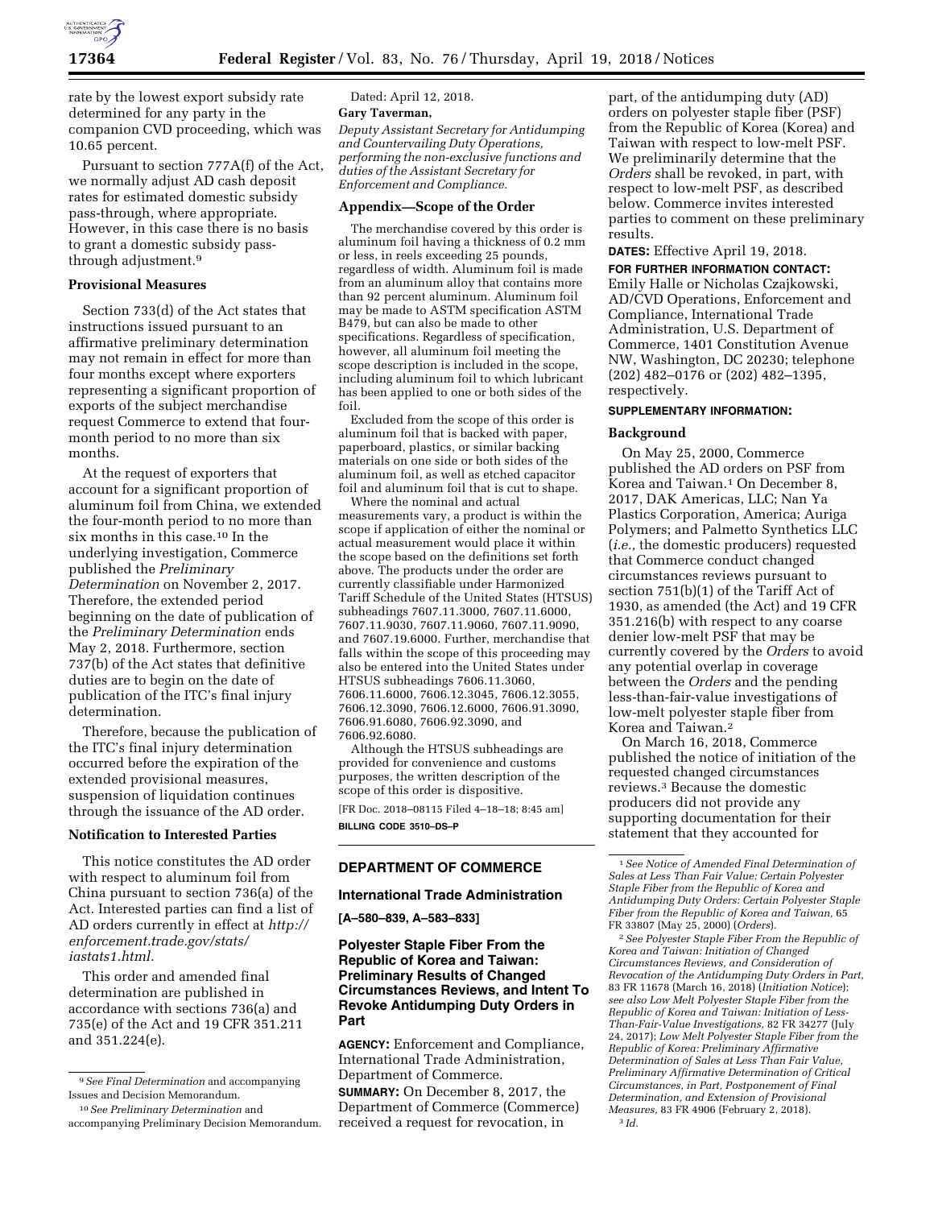rate by the lowest export subsidy rate determined for any party in the companion CVD proceeding, which was 10.65 percent.

Pursuant to section 777A(f) of the Act, we normally adjust AD cash deposit rates for estimated domestic subsidy pass-through, where appropriate. However, in this case there is no basis to grant a domestic subsidy pass-through adjustment.[9]

## Provisional Measures

Section 733(d) of the Act states that instructions issued pursuant to an affirmative preliminary determination may not remain in effect for more than four months except where exporters representing a significant proportion of exports of the subject merchandise request Commerce to extend that four-month period to no more than six months.

At the request of exporters that account for a significant proportion of aluminum foil from China, we extended the four-month period to no more than six months in this case.[10] In the underlying investigation, Commerce published the *Preliminary Determination* on November 2, 2017. Therefore, the extended period beginning on the date of publication of the *Preliminary Determination* ends May 2, 2018. Furthermore, section 737(b) of the Act states that definitive duties are to begin on the date of publication of the ITC's final injury determination.

Therefore, because the publication of the ITC's final injury determination occurred before the expiration of the extended provisional measures, suspension of liquidation continues through the issuance of the AD order.

## Notification to Interested Parties

This notice constitutes the AD order with respect to aluminum foil from China pursuant to section 736(a) of the Act. Interested parties can find a list of AD orders currently in effect at *http://enforcement.trade.gov/stats/iastats1.html.*

This order and amended final determination are published in accordance with sections 736(a) and 735(e) of the Act and 19 CFR 351.211 and 351.224(e).

Dated: April 12, 2018.

**Gary Taverman,**

*Deputy Assistant Secretary for Antidumping and Countervailing Duty Operations, performing the non-exclusive functions and duties of the Assistant Secretary for Enforcement and Compliance.*

## Appendix—Scope of the Order

The merchandise covered by this order is aluminum foil having a thickness of 0.2 mm or less, in reels exceeding 25 pounds, regardless of width. Aluminum foil is made from an aluminum alloy that contains more than 92 percent aluminum. Aluminum foil may be made to ASTM specification ASTM B479, but can also be made to other specifications. Regardless of specification, however, all aluminum foil meeting the scope description is included in the scope, including aluminum foil to which lubricant has been applied to one or both sides of the foil.

Excluded from the scope of this order is aluminum foil that is backed with paper, paperboard, plastics, or similar backing materials on one side or both sides of the aluminum foil, as well as etched capacitor foil and aluminum foil that is cut to shape.

Where the nominal and actual measurements vary, a product is within the scope if application of either the nominal or actual measurement would place it within the scope based on the definitions set forth above. The products under the order are currently classifiable under Harmonized Tariff Schedule of the United States (HTSUS) subheadings 7607.11.3000, 7607.11.6000, 7607.11.9030, 7607.11.9060, 7607.11.9090, and 7607.19.6000. Further, merchandise that falls within the scope of this proceeding may also be entered into the United States under HTSUS subheadings 7606.11.3060, 7606.11.6000, 7606.12.3045, 7606.12.3055, 7606.12.3090, 7606.12.6000, 7606.91.3090, 7606.91.6080, 7606.92.3090, and 7606.92.6080.

Although the HTSUS subheadings are provided for convenience and customs purposes, the written description of the scope of this order is dispositive.

[FR Doc. 2018–08115 Filed 4–18–18; 8:45 am]

**BILLING CODE 3510–DS–P**

---

## DEPARTMENT OF COMMERCE

### International Trade Administration

**[A–580–839, A–583–833]**

### Polyester Staple Fiber From the Republic of Korea and Taiwan: Preliminary Results of Changed Circumstances Reviews, and Intent To Revoke Antidumping Duty Orders in Part

**AGENCY:** Enforcement and Compliance, International Trade Administration, Department of Commerce.

**SUMMARY:** On December 8, 2017, the Department of Commerce (Commerce) received a request for revocation, in part, of the antidumping duty (AD) orders on polyester staple fiber (PSF) from the Republic of Korea (Korea) and Taiwan with respect to low-melt PSF. We preliminarily determine that the *Orders* shall be revoked, in part, with respect to low-melt PSF, as described below. Commerce invites interested parties to comment on these preliminary results.

**DATES:** Effective April 19, 2018.

**FOR FURTHER INFORMATION CONTACT:** Emily Halle or Nicholas Czajkowski, AD/CVD Operations, Enforcement and Compliance, International Trade Administration, U.S. Department of Commerce, 1401 Constitution Avenue NW, Washington, DC 20230; telephone (202) 482–0176 or (202) 482–1395, respectively.

**SUPPLEMENTARY INFORMATION:**

## Background

On May 25, 2000, Commerce published the AD orders on PSF from Korea and Taiwan.[1] On December 8, 2017, DAK Americas, LLC; Nan Ya Plastics Corporation, America; Auriga Polymers; and Palmetto Synthetics LLC (*i.e.,* the domestic producers) requested that Commerce conduct changed circumstances reviews pursuant to section 751(b)(1) of the Tariff Act of 1930, as amended (the Act) and 19 CFR 351.216(b) with respect to any coarse denier low-melt PSF that may be currently covered by the *Orders* to avoid any potential overlap in coverage between the *Orders* and the pending less-than-fair-value investigations of low-melt polyester staple fiber from Korea and Taiwan.[2]

On March 16, 2018, Commerce published the notice of initiation of the requested changed circumstances reviews.[3] Because the domestic producers did not provide any supporting documentation for their statement that they accounted for

---

[9] *See Final Determination* and accompanying Issues and Decision Memorandum.

[10] *See Preliminary Determination* and accompanying Preliminary Decision Memorandum.

[1] *See Notice of Amended Final Determination of Sales at Less Than Fair Value: Certain Polyester Staple Fiber from the Republic of Korea and Antidumping Duty Orders: Certain Polyester Staple Fiber from the Republic of Korea and Taiwan,* 65 FR 33807 (May 25, 2000) (*Orders*).

[2] *See Polyester Staple Fiber From the Republic of Korea and Taiwan: Initiation of Changed Circumstances Reviews, and Consideration of Revocation of the Antidumping Duty Orders in Part,* 83 FR 11678 (March 16, 2018) (*Initiation Notice*); *see also Low Melt Polyester Staple Fiber from the Republic of Korea and Taiwan: Initiation of Less-Than-Fair-Value Investigations,* 82 FR 34277 (July 24, 2017); *Low Melt Polyester Staple Fiber from the Republic of Korea: Preliminary Affirmative Determination of Sales at Less Than Fair Value, Preliminary Affirmative Determination of Critical Circumstances, in Part, Postponement of Final Determination, and Extension of Provisional Measures,* 83 FR 4906 (February 2, 2018).

[3] *Id.*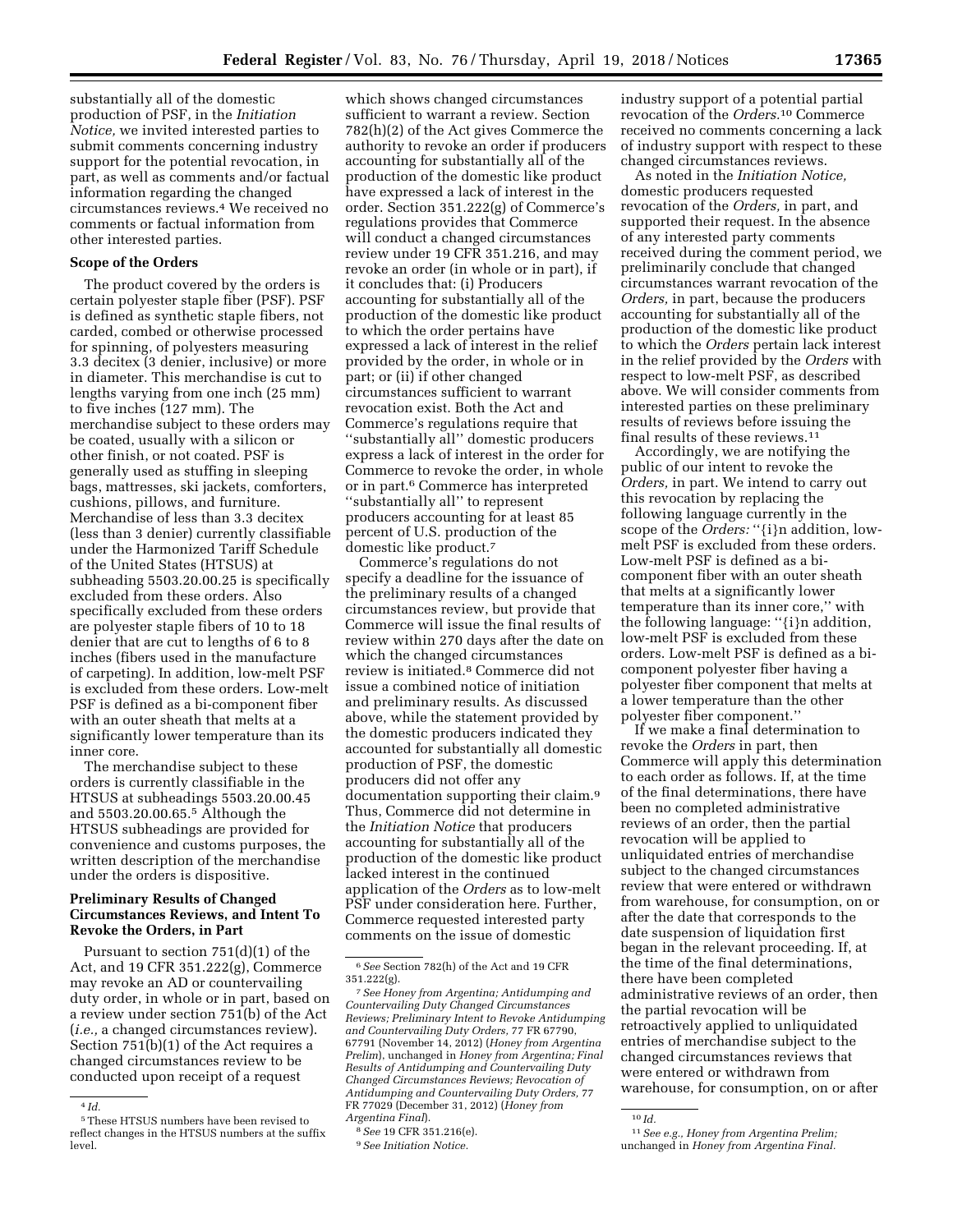substantially all of the domestic production of PSF, in the *Initiation Notice,* we invited interested parties to submit comments concerning industry support for the potential revocation, in part, as well as comments and/or factual information regarding the changed circumstances reviews.[4] We received no comments or factual information from other interested parties.

## Scope of the Orders

The product covered by the orders is certain polyester staple fiber (PSF). PSF is defined as synthetic staple fibers, not carded, combed or otherwise processed for spinning, of polyesters measuring 3.3 decitex (3 denier, inclusive) or more in diameter. This merchandise is cut to lengths varying from one inch (25 mm) to five inches (127 mm). The merchandise subject to these orders may be coated, usually with a silicon or other finish, or not coated. PSF is generally used as stuffing in sleeping bags, mattresses, ski jackets, comforters, cushions, pillows, and furniture. Merchandise of less than 3.3 decitex (less than 3 denier) currently classifiable under the Harmonized Tariff Schedule of the United States (HTSUS) at subheading 5503.20.00.25 is specifically excluded from these orders. Also specifically excluded from these orders are polyester staple fibers of 10 to 18 denier that are cut to lengths of 6 to 8 inches (fibers used in the manufacture of carpeting). In addition, low-melt PSF is excluded from these orders. Low-melt PSF is defined as a bi-component fiber with an outer sheath that melts at a significantly lower temperature than its inner core.

The merchandise subject to these orders is currently classifiable in the HTSUS at subheadings 5503.20.00.45 and 5503.20.00.65.[5] Although the HTSUS subheadings are provided for convenience and customs purposes, the written description of the merchandise under the orders is dispositive.

## Preliminary Results of Changed Circumstances Reviews, and Intent To Revoke the Orders, in Part

Pursuant to section 751(d)(1) of the Act, and 19 CFR 351.222(g), Commerce may revoke an AD or countervailing duty order, in whole or in part, based on a review under section 751(b) of the Act (*i.e.,* a changed circumstances review). Section 751(b)(1) of the Act requires a changed circumstances review to be conducted upon receipt of a request which shows changed circumstances sufficient to warrant a review. Section 782(h)(2) of the Act gives Commerce the authority to revoke an order if producers accounting for substantially all of the production of the domestic like product have expressed a lack of interest in the order. Section 351.222(g) of Commerce's regulations provides that Commerce will conduct a changed circumstances review under 19 CFR 351.216, and may revoke an order (in whole or in part), if it concludes that: (i) Producers accounting for substantially all of the production of the domestic like product to which the order pertains have expressed a lack of interest in the relief provided by the order, in whole or in part; or (ii) if other changed circumstances sufficient to warrant revocation exist. Both the Act and Commerce's regulations require that "substantially all" domestic producers express a lack of interest in the order for Commerce to revoke the order, in whole or in part.[6] Commerce has interpreted "substantially all" to represent producers accounting for at least 85 percent of U.S. production of the domestic like product.[7]

Commerce's regulations do not specify a deadline for the issuance of the preliminary results of a changed circumstances review, but provide that Commerce will issue the final results of review within 270 days after the date on which the changed circumstances review is initiated.[8] Commerce did not issue a combined notice of initiation and preliminary results. As discussed above, while the statement provided by the domestic producers indicated they accounted for substantially all domestic production of PSF, the domestic producers did not offer any documentation supporting their claim.[9] Thus, Commerce did not determine in the *Initiation Notice* that producers accounting for substantially all of the production of the domestic like product lacked interest in the continued application of the *Orders* as to low-melt PSF under consideration here. Further, Commerce requested interested party comments on the issue of domestic industry support of a potential partial revocation of the *Orders.*[10] Commerce received no comments concerning a lack of industry support with respect to these changed circumstances reviews.

As noted in the *Initiation Notice,* domestic producers requested revocation of the *Orders,* in part, and supported their request. In the absence of any interested party comments received during the comment period, we preliminarily conclude that changed circumstances warrant revocation of the *Orders,* in part, because the producers accounting for substantially all of the production of the domestic like product to which the *Orders* pertain lack interest in the relief provided by the *Orders* with respect to low-melt PSF, as described above. We will consider comments from interested parties on these preliminary results of reviews before issuing the final results of these reviews.[11]

Accordingly, we are notifying the public of our intent to revoke the *Orders,* in part. We intend to carry out this revocation by replacing the following language currently in the scope of the *Orders:* "{i}n addition, low-melt PSF is excluded from these orders. Low-melt PSF is defined as a bi-component fiber with an outer sheath that melts at a significantly lower temperature than its inner core," with the following language: "{i}n addition, low-melt PSF is excluded from these orders. Low-melt PSF is defined as a bi-component polyester fiber having a polyester fiber component that melts at a lower temperature than the other polyester fiber component."

If we make a final determination to revoke the *Orders* in part, then Commerce will apply this determination to each order as follows. If, at the time of the final determinations, there have been no completed administrative reviews of an order, then the partial revocation will be applied to unliquidated entries of merchandise subject to the changed circumstances review that were entered or withdrawn from warehouse, for consumption, on or after the date that corresponds to the date suspension of liquidation first began in the relevant proceeding. If, at the time of the final determinations, there have been completed administrative reviews of an order, then the partial revocation will be retroactively applied to unliquidated entries of merchandise subject to the changed circumstances reviews that were entered or withdrawn from warehouse, for consumption, on or after

---

[4] *Id.*

[5] These HTSUS numbers have been revised to reflect changes in the HTSUS numbers at the suffix level.

[6] *See* Section 782(h) of the Act and 19 CFR 351.222(g).

[7] *See Honey from Argentina; Antidumping and Countervailing Duty Changed Circumstances Reviews; Preliminary Intent to Revoke Antidumping and Countervailing Duty Orders,* 77 FR 67790, 67791 (November 14, 2012) (*Honey from Argentina Prelim*), unchanged in *Honey from Argentina; Final Results of Antidumping and Countervailing Duty Changed Circumstances Reviews; Revocation of Antidumping and Countervailing Duty Orders,* 77 FR 77029 (December 31, 2012) (*Honey from Argentina Final*).

[8] *See* 19 CFR 351.216(e).

[9] *See Initiation Notice.*

[10] *Id.*

[11] *See e.g., Honey from Argentina Prelim;* unchanged in *Honey from Argentina Final.*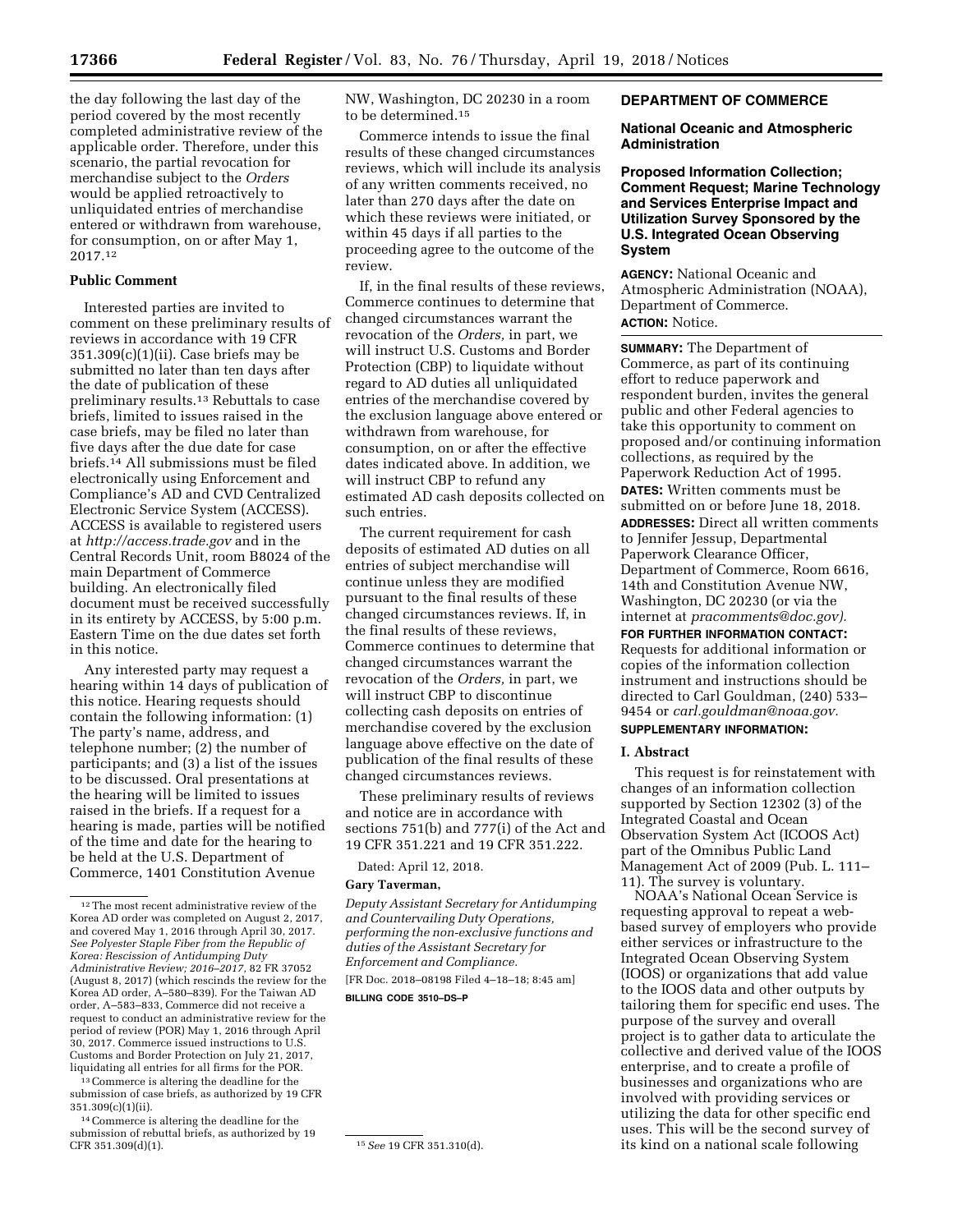the day following the last day of the period covered by the most recently completed administrative review of the applicable order. Therefore, under this scenario, the partial revocation for merchandise subject to the *Orders* would be applied retroactively to unliquidated entries of merchandise entered or withdrawn from warehouse, for consumption, on or after May 1, 2017.[12]

## Public Comment

Interested parties are invited to comment on these preliminary results of reviews in accordance with 19 CFR 351.309(c)(1)(ii). Case briefs may be submitted no later than ten days after the date of publication of these preliminary results.[13] Rebuttals to case briefs, limited to issues raised in the case briefs, may be filed no later than five days after the due date for case briefs.[14] All submissions must be filed electronically using Enforcement and Compliance's AD and CVD Centralized Electronic Service System (ACCESS). ACCESS is available to registered users at *http://access.trade.gov* and in the Central Records Unit, room B8024 of the main Department of Commerce building. An electronically filed document must be received successfully in its entirety by ACCESS, by 5:00 p.m. Eastern Time on the due dates set forth in this notice.

Any interested party may request a hearing within 14 days of publication of this notice. Hearing requests should contain the following information: (1) The party's name, address, and telephone number; (2) the number of participants; and (3) a list of the issues to be discussed. Oral presentations at the hearing will be limited to issues raised in the briefs. If a request for a hearing is made, parties will be notified of the time and date for the hearing to be held at the U.S. Department of Commerce, 1401 Constitution Avenue NW, Washington, DC 20230 in a room to be determined.[15]

Commerce intends to issue the final results of these changed circumstances reviews, which will include its analysis of any written comments received, no later than 270 days after the date on which these reviews were initiated, or within 45 days if all parties to the proceeding agree to the outcome of the review.

If, in the final results of these reviews, Commerce continues to determine that changed circumstances warrant the revocation of the *Orders,* in part, we will instruct U.S. Customs and Border Protection (CBP) to liquidate without regard to AD duties all unliquidated entries of the merchandise covered by the exclusion language above entered or withdrawn from warehouse, for consumption, on or after the effective dates indicated above. In addition, we will instruct CBP to refund any estimated AD cash deposits collected on such entries.

The current requirement for cash deposits of estimated AD duties on all entries of subject merchandise will continue unless they are modified pursuant to the final results of these changed circumstances reviews. If, in the final results of these reviews, Commerce continues to determine that changed circumstances warrant the revocation of the *Orders,* in part, we will instruct CBP to discontinue collecting cash deposits on entries of merchandise covered by the exclusion language above effective on the date of publication of the final results of these changed circumstances reviews.

These preliminary results of reviews and notice are in accordance with sections 751(b) and 777(i) of the Act and 19 CFR 351.221 and 19 CFR 351.222.

Dated: April 12, 2018.

**Gary Taverman,**

*Deputy Assistant Secretary for Antidumping and Countervailing Duty Operations, performing the non-exclusive functions and duties of the Assistant Secretary for Enforcement and Compliance.*

[FR Doc. 2018–08198 Filed 4–18–18; 8:45 am]

**BILLING CODE 3510–DS–P**

---

[12] The most recent administrative review of the Korea AD order was completed on August 2, 2017, and covered May 1, 2016 through April 30, 2017. *See Polyester Staple Fiber from the Republic of Korea: Rescission of Antidumping Duty Administrative Review; 2016–2017,* 82 FR 37052 (August 8, 2017) (which rescinds the review for the Korea AD order, A–580–839). For the Taiwan AD order, A–583–833, Commerce did not receive a request to conduct an administrative review for the period of review (POR) May 1, 2016 through April 30, 2017. Commerce issued instructions to U.S. Customs and Border Protection on July 21, 2017, liquidating all entries for all firms for the POR.

[13] Commerce is altering the deadline for the submission of case briefs, as authorized by 19 CFR 351.309(c)(1)(ii).

[14] Commerce is altering the deadline for the submission of rebuttal briefs, as authorized by 19 CFR 351.309(d)(1).

[15] *See* 19 CFR 351.310(d).

---

## DEPARTMENT OF COMMERCE

### National Oceanic and Atmospheric Administration

### Proposed Information Collection; Comment Request; Marine Technology and Services Enterprise Impact and Utilization Survey Sponsored by the U.S. Integrated Ocean Observing System

**AGENCY:** National Oceanic and Atmospheric Administration (NOAA), Department of Commerce.

**ACTION:** Notice.

**SUMMARY:** The Department of Commerce, as part of its continuing effort to reduce paperwork and respondent burden, invites the general public and other Federal agencies to take this opportunity to comment on proposed and/or continuing information collections, as required by the Paperwork Reduction Act of 1995.

**DATES:** Written comments must be submitted on or before June 18, 2018.

**ADDRESSES:** Direct all written comments to Jennifer Jessup, Departmental Paperwork Clearance Officer, Department of Commerce, Room 6616, 14th and Constitution Avenue NW, Washington, DC 20230 (or via the internet at *pracomments@doc.gov*).

**FOR FURTHER INFORMATION CONTACT:** Requests for additional information or copies of the information collection instrument and instructions should be directed to Carl Gouldman, (240) 533–9454 or *carl.gouldman@noaa.gov.*

**SUPPLEMENTARY INFORMATION:**

#### I. Abstract

This request is for reinstatement with changes of an information collection supported by Section 12302 (3) of the Integrated Coastal and Ocean Observation System Act (ICOOS Act) part of the Omnibus Public Land Management Act of 2009 (Pub. L. 111–11). The survey is voluntary.

NOAA's National Ocean Service is requesting approval to repeat a web-based survey of employers who provide either services or infrastructure to the Integrated Ocean Observing System (IOOS) or organizations that add value to the IOOS data and other outputs by tailoring them for specific end uses. The purpose of the survey and overall project is to gather data to articulate the collective and derived value of the IOOS enterprise, and to create a profile of businesses and organizations who are involved with providing services or utilizing the data for other specific end uses. This will be the second survey of its kind on a national scale following